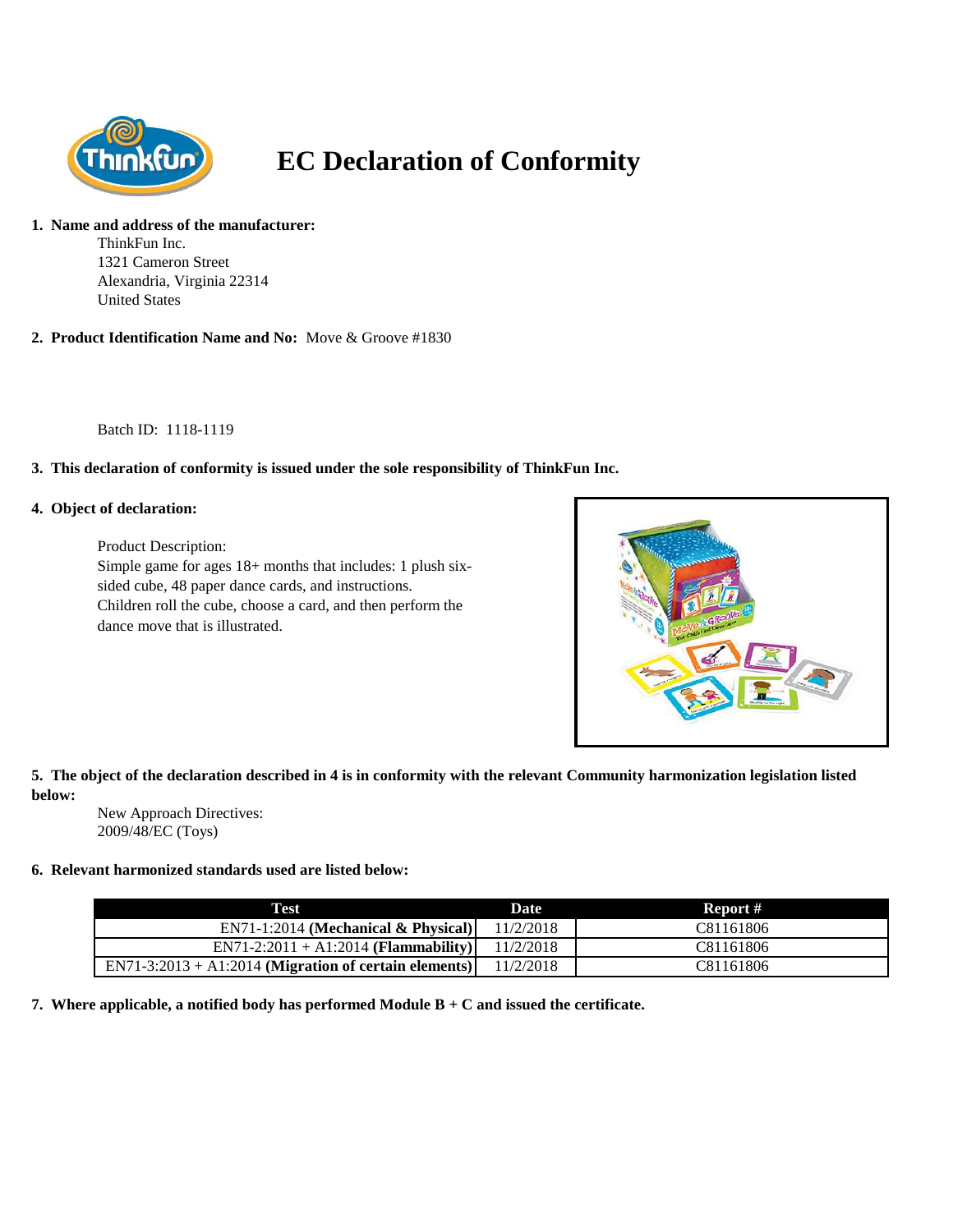# EC Declaration of Conformity

**1. Name and address of the manufacturer:**

ThinkFun Inc.
1321 Cameron Street
Alexandria, Virginia 22314
United States

**2. Product Identification Name and No:** Move & Groove #1830

Batch ID: 1118-1119

**3. This declaration of conformity is issued under the sole responsibility of ThinkFun Inc.**

**4. Object of declaration:**

Product Description:
Simple game for ages 18+ months that includes: 1 plush six-sided cube, 48 paper dance cards, and instructions. Children roll the cube, choose a card, and then perform the dance move that is illustrated.

**5. The object of the declaration described in 4 is in conformity with the relevant Community harmonization legislation listed below:**

New Approach Directives:
2009/48/EC (Toys)

**6. Relevant harmonized standards used are listed below:**

| Test | Date | Report # |
|---|---|---|
| EN71-1:2014 **(Mechanical & Physical)** | 11/2/2018 | C81161806 |
| EN71-2:2011 + A1:2014 **(Flammability)** | 11/2/2018 | C81161806 |
| EN71-3:2013 + A1:2014 **(Migration of certain elements)** | 11/2/2018 | C81161806 |

**7. Where applicable, a notified body has performed Module B + C and issued the certificate.**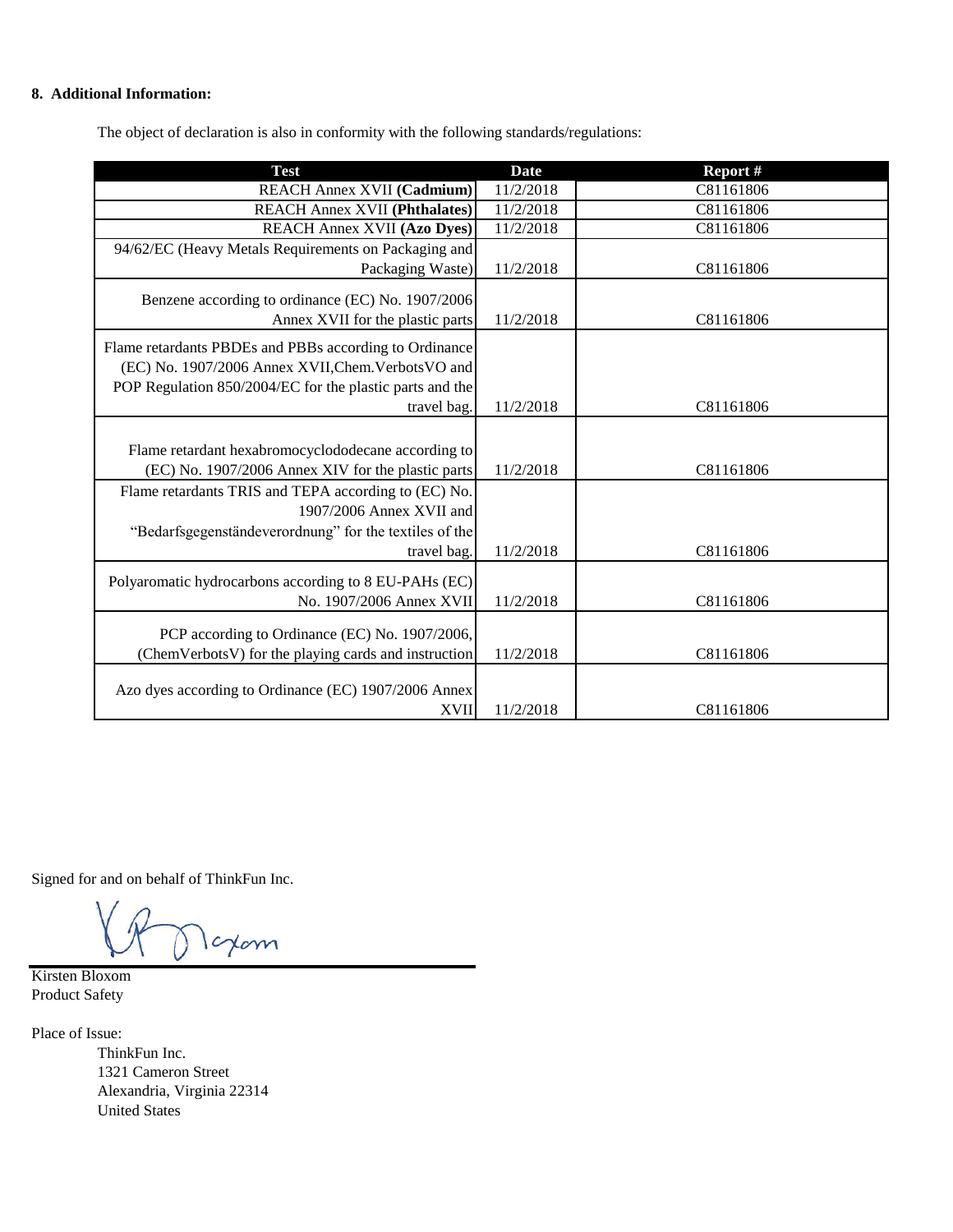**8. Additional Information:**

The object of declaration is also in conformity with the following standards/regulations:

| Test | Date | Report # |
|---|---|---|
| REACH Annex XVII **(Cadmium)** | 11/2/2018 | C81161806 |
| REACH Annex XVII **(Phthalates)** | 11/2/2018 | C81161806 |
| REACH Annex XVII **(Azo Dyes)** | 11/2/2018 | C81161806 |
| 94/62/EC (Heavy Metals Requirements on Packaging and Packaging Waste) | 11/2/2018 | C81161806 |
| Benzene according to ordinance (EC) No. 1907/2006 Annex XVII for the plastic parts | 11/2/2018 | C81161806 |
| Flame retardants PBDEs and PBBs according to Ordinance (EC) No. 1907/2006 Annex XVII,Chem.VerbotsVO and POP Regulation 850/2004/EC for the plastic parts and the travel bag. | 11/2/2018 | C81161806 |
| Flame retardant hexabromocyclododecane according to (EC) No. 1907/2006 Annex XIV for the plastic parts | 11/2/2018 | C81161806 |
| Flame retardants TRIS and TEPA according to (EC) No. 1907/2006 Annex XVII and “Bedarfsgegenständeverordnung” for the textiles of the travel bag. | 11/2/2018 | C81161806 |
| Polyaromatic hydrocarbons according to 8 EU-PAHs (EC) No. 1907/2006 Annex XVII | 11/2/2018 | C81161806 |
| PCP according to Ordinance (EC) No. 1907/2006, (ChemVerbotsV) for the playing cards and instruction | 11/2/2018 | C81161806 |
| Azo dyes according to Ordinance (EC) 1907/2006 Annex XVII | 11/2/2018 | C81161806 |

Signed for and on behalf of ThinkFun Inc.

Kirsten Bloxom
Product Safety

Place of Issue:

ThinkFun Inc.
1321 Cameron Street
Alexandria, Virginia 22314
United States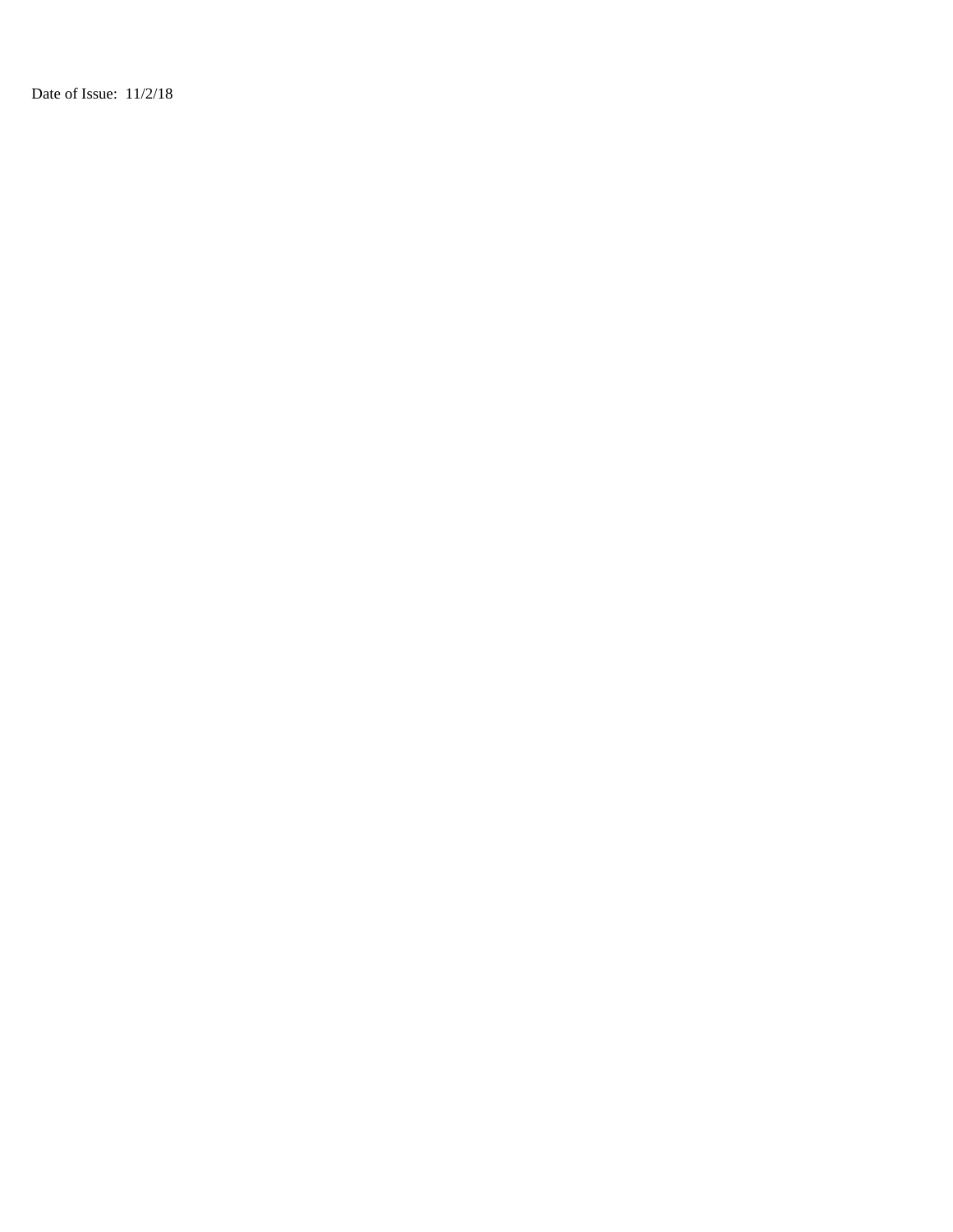Date of Issue: 11/2/18